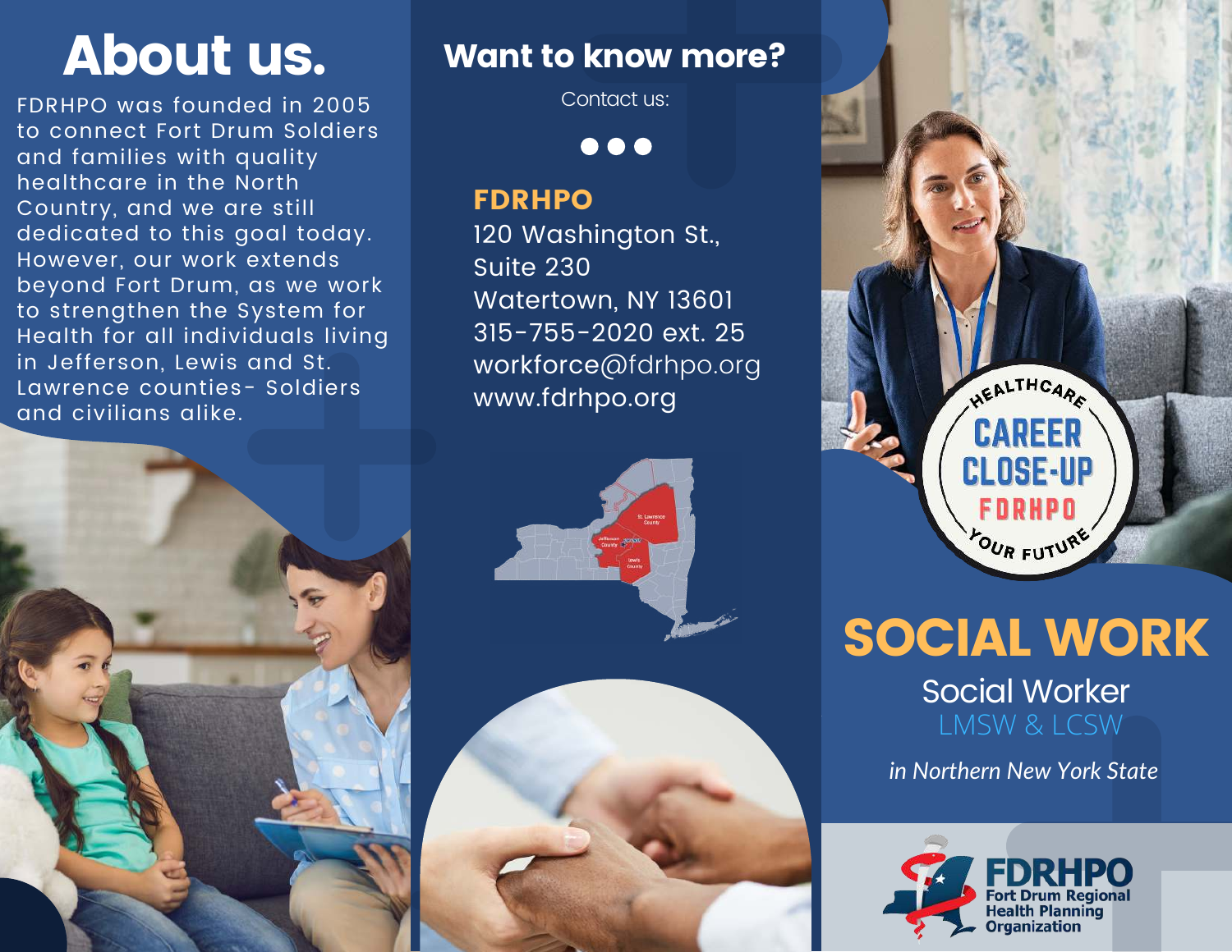# About us.

FDRHPO was founded in 2005 to connect Fort Drum Soldiers and families with quality healthcare in the North Country, and we are still dedicated to this goal today. However, our work extends beyond Fort Drum, as we work to strengthen the System for Health for all individuals living in Jefferson, Lewis and St. Lawrence counties- Soldiers and civilians alike.

## Want to know more?

Contact us:

**FDRHPO**
120 Washington St.,
Suite 230
Watertown, NY 13601
315-755-2020 ext. 25
workforce@fdrhpo.org
www.fdrhpo.org

HEALTHCARE CAREER CLOSE-UP FDRHPO YOUR FUTURE

# SOCIAL WORK

## Social Worker

LMSW & LCSW

*in Northern New York State*

FDRHPO Fort Drum Regional Health Planning Organization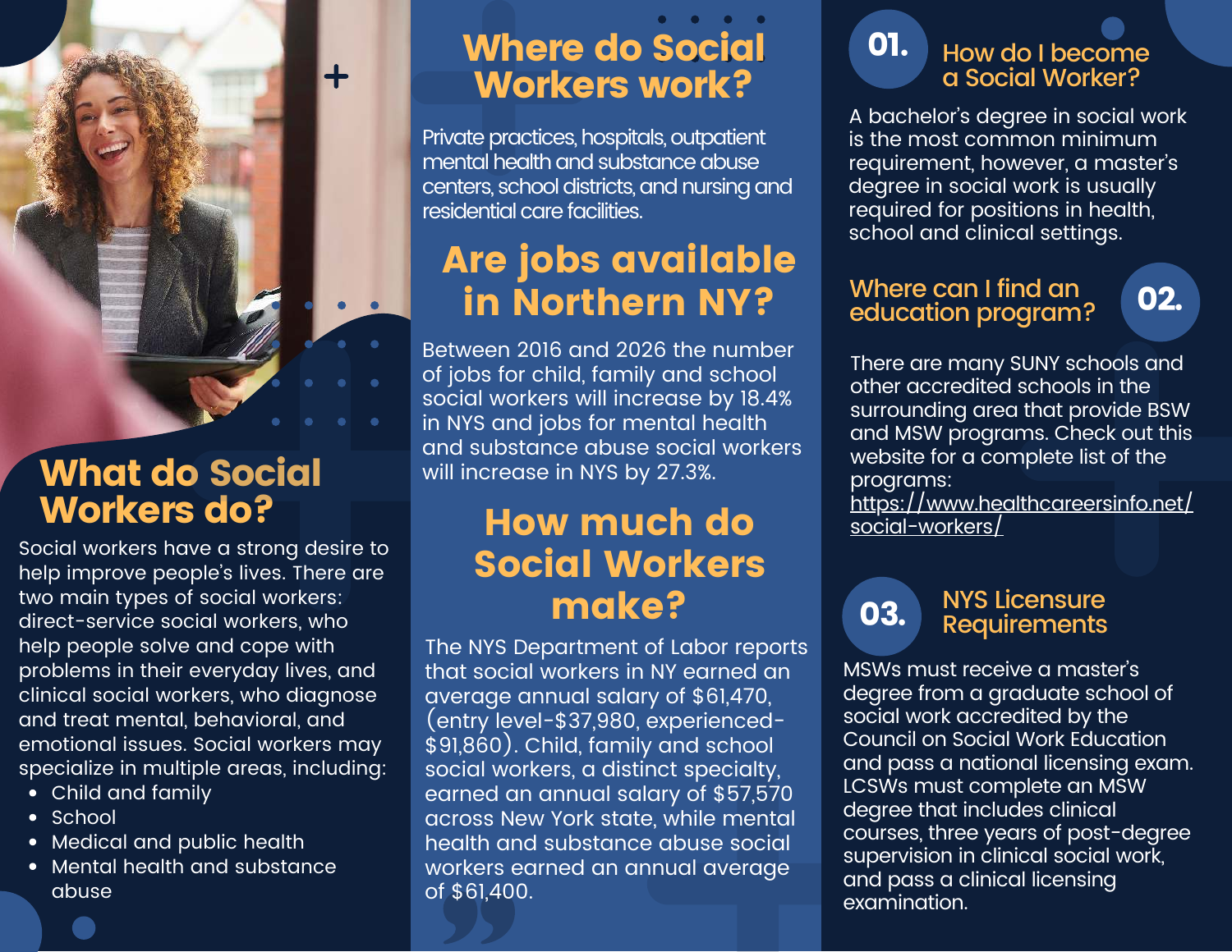## What do Social Workers do?

Social workers have a strong desire to help improve people's lives. There are two main types of social workers: direct-service social workers, who help people solve and cope with problems in their everyday lives, and clinical social workers, who diagnose and treat mental, behavioral, and emotional issues. Social workers may specialize in multiple areas, including:

- Child and family
- School
- Medical and public health
- Mental health and substance abuse

## Where do Social Workers work?

Private practices, hospitals, outpatient mental health and substance abuse centers, school districts, and nursing and residential care facilities.

## Are jobs available in Northern NY?

Between 2016 and 2026 the number of jobs for child, family and school social workers will increase by 18.4% in NYS and jobs for mental health and substance abuse social workers will increase in NYS by 27.3%.

## How much do Social Workers make?

The NYS Department of Labor reports that social workers in NY earned an average annual salary of $61,470, (entry level-$37,980, experienced-$91,860). Child, family and school social workers, a distinct specialty, earned an annual salary of $57,570 across New York state, while mental health and substance abuse social workers earned an annual average of $61,400.

## 01. How do I become a Social Worker?

A bachelor's degree in social work is the most common minimum requirement, however, a master's degree in social work is usually required for positions in health, school and clinical settings.

## 02. Where can I find an education program?

There are many SUNY schools and other accredited schools in the surrounding area that provide BSW and MSW programs. Check out this website for a complete list of the programs: https://www.healthcareersinfo.net/social-workers/

## 03. NYS Licensure Requirements

MSWs must receive a master's degree from a graduate school of social work accredited by the Council on Social Work Education and pass a national licensing exam. LCSWs must complete an MSW degree that includes clinical courses, three years of post-degree supervision in clinical social work, and pass a clinical licensing examination.